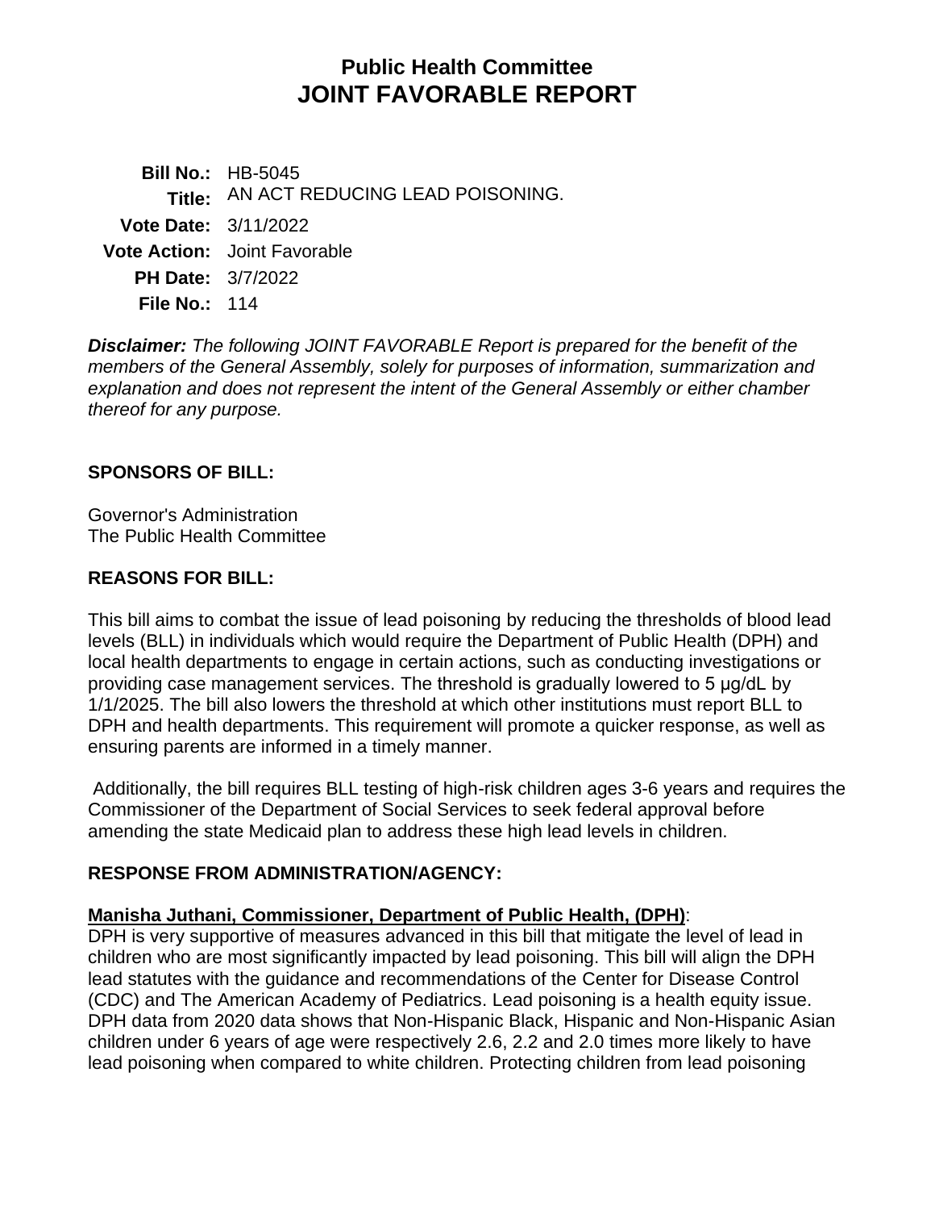# Public Health Committee
# JOINT FAVORABLE REPORT

**Bill No.:** HB-5045
**Title:** AN ACT REDUCING LEAD POISONING.
**Vote Date:** 3/11/2022
**Vote Action:** Joint Favorable
**PH Date:** 3/7/2022
**File No.:** 114

***Disclaimer:*** *The following JOINT FAVORABLE Report is prepared for the benefit of the members of the General Assembly, solely for purposes of information, summarization and explanation and does not represent the intent of the General Assembly or either chamber thereof for any purpose.*

## SPONSORS OF BILL:

Governor's Administration
The Public Health Committee

## REASONS FOR BILL:

This bill aims to combat the issue of lead poisoning by reducing the thresholds of blood lead levels (BLL) in individuals which would require the Department of Public Health (DPH) and local health departments to engage in certain actions, such as conducting investigations or providing case management services. The threshold is gradually lowered to 5 μg/dL by 1/1/2025. The bill also lowers the threshold at which other institutions must report BLL to DPH and health departments. This requirement will promote a quicker response, as well as ensuring parents are informed in a timely manner.

Additionally, the bill requires BLL testing of high-risk children ages 3-6 years and requires the Commissioner of the Department of Social Services to seek federal approval before amending the state Medicaid plan to address these high lead levels in children.

## RESPONSE FROM ADMINISTRATION/AGENCY:

**Manisha Juthani, Commissioner, Department of Public Health, (DPH)**:
DPH is very supportive of measures advanced in this bill that mitigate the level of lead in children who are most significantly impacted by lead poisoning. This bill will align the DPH lead statutes with the guidance and recommendations of the Center for Disease Control (CDC) and The American Academy of Pediatrics. Lead poisoning is a health equity issue. DPH data from 2020 data shows that Non-Hispanic Black, Hispanic and Non-Hispanic Asian children under 6 years of age were respectively 2.6, 2.2 and 2.0 times more likely to have lead poisoning when compared to white children. Protecting children from lead poisoning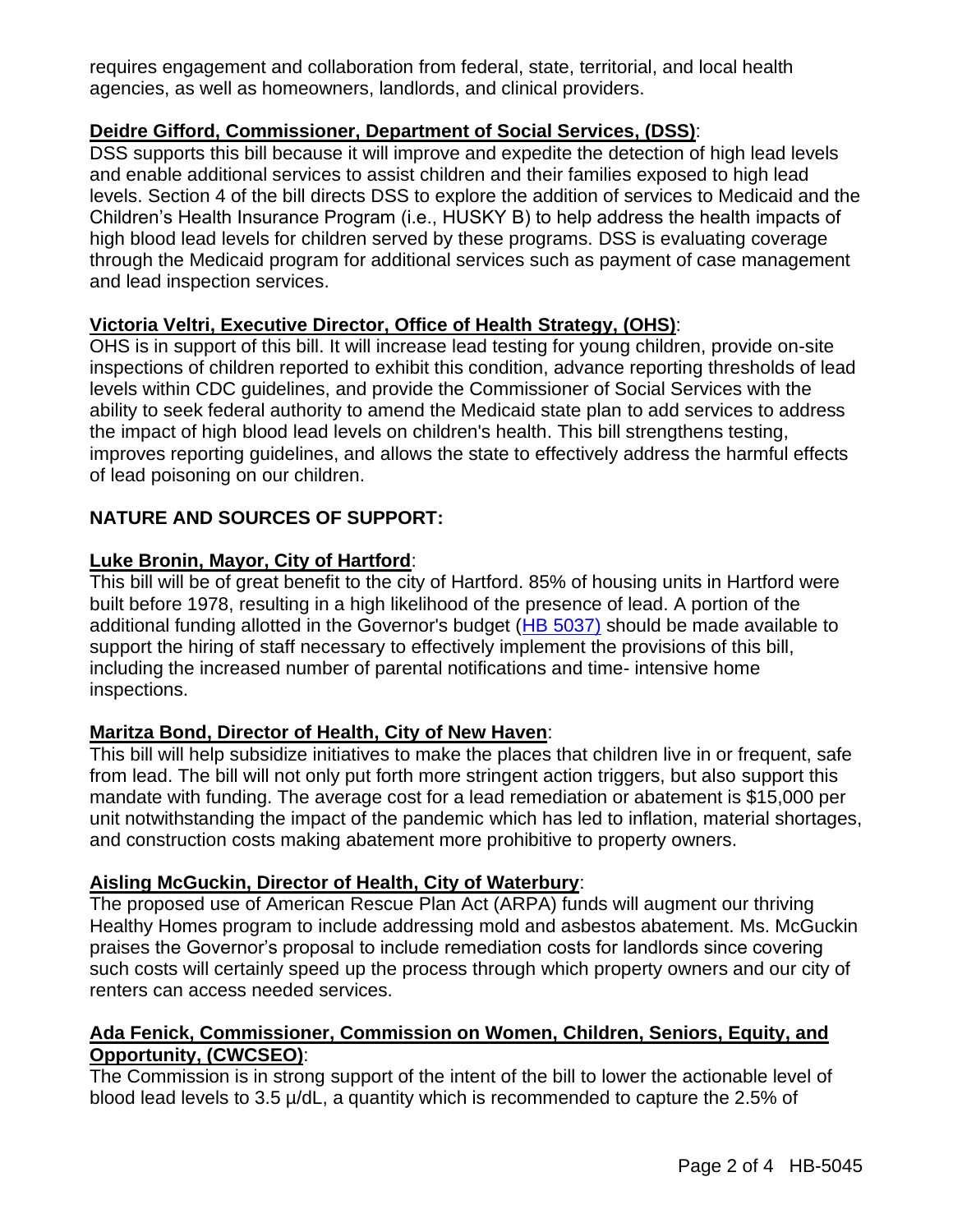requires engagement and collaboration from federal, state, territorial, and local health agencies, as well as homeowners, landlords, and clinical providers.

**Deidre Gifford, Commissioner, Department of Social Services, (DSS)**:
DSS supports this bill because it will improve and expedite the detection of high lead levels and enable additional services to assist children and their families exposed to high lead levels. Section 4 of the bill directs DSS to explore the addition of services to Medicaid and the Children's Health Insurance Program (i.e., HUSKY B) to help address the health impacts of high blood lead levels for children served by these programs. DSS is evaluating coverage through the Medicaid program for additional services such as payment of case management and lead inspection services.

**Victoria Veltri, Executive Director, Office of Health Strategy, (OHS)**:
OHS is in support of this bill. It will increase lead testing for young children, provide on-site inspections of children reported to exhibit this condition, advance reporting thresholds of lead levels within CDC guidelines, and provide the Commissioner of Social Services with the ability to seek federal authority to amend the Medicaid state plan to add services to address the impact of high blood lead levels on children's health. This bill strengthens testing, improves reporting guidelines, and allows the state to effectively address the harmful effects of lead poisoning on our children.

## NATURE AND SOURCES OF SUPPORT:

**Luke Bronin, Mayor, City of Hartford**:
This bill will be of great benefit to the city of Hartford. 85% of housing units in Hartford were built before 1978, resulting in a high likelihood of the presence of lead. A portion of the additional funding allotted in the Governor's budget (HB 5037) should be made available to support the hiring of staff necessary to effectively implement the provisions of this bill, including the increased number of parental notifications and time- intensive home inspections.

**Maritza Bond, Director of Health, City of New Haven**:
This bill will help subsidize initiatives to make the places that children live in or frequent, safe from lead. The bill will not only put forth more stringent action triggers, but also support this mandate with funding. The average cost for a lead remediation or abatement is $15,000 per unit notwithstanding the impact of the pandemic which has led to inflation, material shortages, and construction costs making abatement more prohibitive to property owners.

**Aisling McGuckin, Director of Health, City of Waterbury**:
The proposed use of American Rescue Plan Act (ARPA) funds will augment our thriving Healthy Homes program to include addressing mold and asbestos abatement. Ms. McGuckin praises the Governor's proposal to include remediation costs for landlords since covering such costs will certainly speed up the process through which property owners and our city of renters can access needed services.

**Ada Fenick, Commissioner, Commission on Women, Children, Seniors, Equity, and Opportunity, (CWCSEO)**:
The Commission is in strong support of the intent of the bill to lower the actionable level of blood lead levels to 3.5 µ/dL, a quantity which is recommended to capture the 2.5% of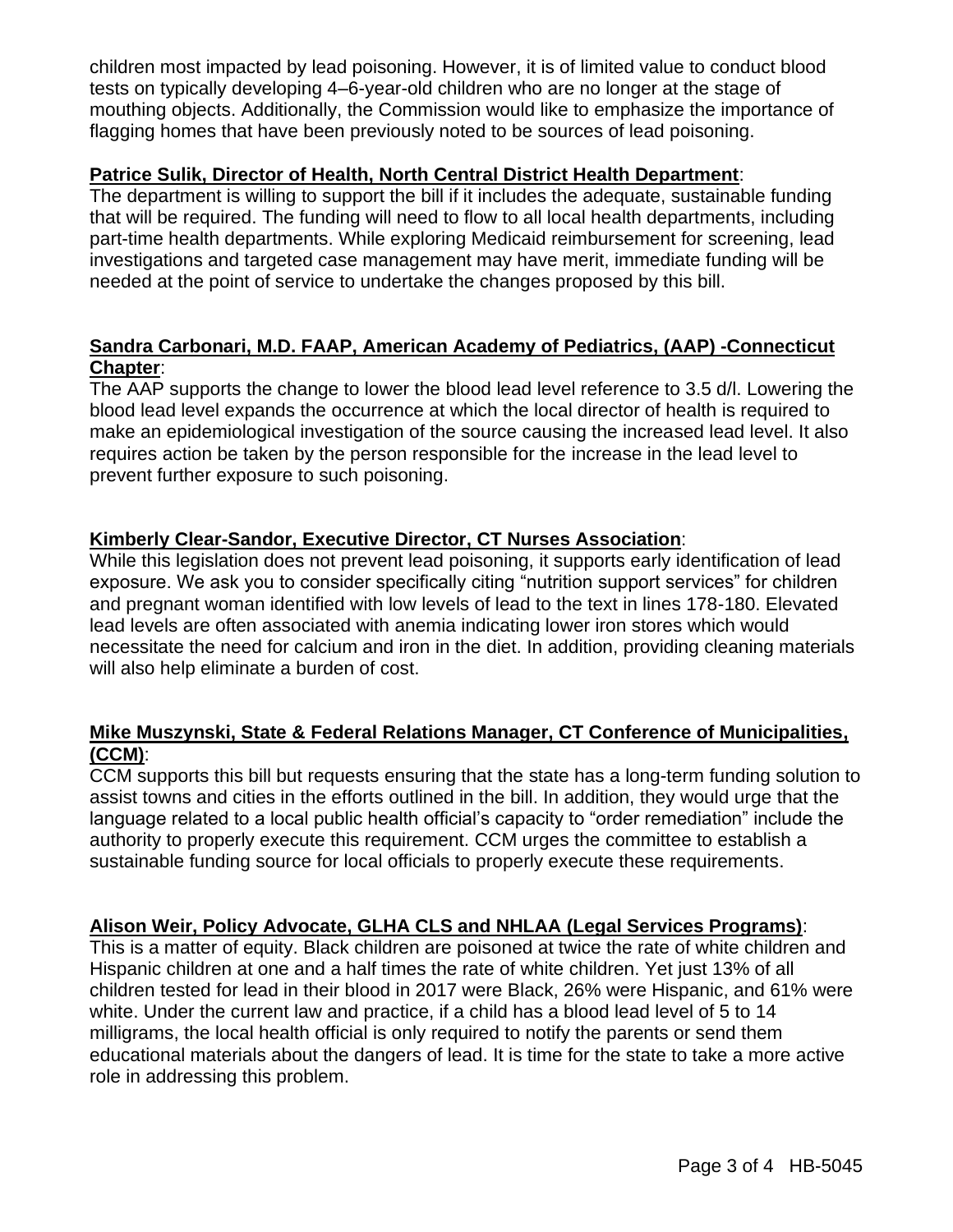children most impacted by lead poisoning. However, it is of limited value to conduct blood tests on typically developing 4–6-year-old children who are no longer at the stage of mouthing objects. Additionally, the Commission would like to emphasize the importance of flagging homes that have been previously noted to be sources of lead poisoning.

**Patrice Sulik, Director of Health, North Central District Health Department**:
The department is willing to support the bill if it includes the adequate, sustainable funding that will be required. The funding will need to flow to all local health departments, including part-time health departments. While exploring Medicaid reimbursement for screening, lead investigations and targeted case management may have merit, immediate funding will be needed at the point of service to undertake the changes proposed by this bill.

**Sandra Carbonari, M.D. FAAP, American Academy of Pediatrics, (AAP) -Connecticut Chapter**:
The AAP supports the change to lower the blood lead level reference to 3.5 d/l. Lowering the blood lead level expands the occurrence at which the local director of health is required to make an epidemiological investigation of the source causing the increased lead level. It also requires action be taken by the person responsible for the increase in the lead level to prevent further exposure to such poisoning.

**Kimberly Clear-Sandor, Executive Director, CT Nurses Association**:
While this legislation does not prevent lead poisoning, it supports early identification of lead exposure. We ask you to consider specifically citing "nutrition support services" for children and pregnant woman identified with low levels of lead to the text in lines 178-180. Elevated lead levels are often associated with anemia indicating lower iron stores which would necessitate the need for calcium and iron in the diet. In addition, providing cleaning materials will also help eliminate a burden of cost.

**Mike Muszynski, State & Federal Relations Manager, CT Conference of Municipalities, (CCM)**:
CCM supports this bill but requests ensuring that the state has a long-term funding solution to assist towns and cities in the efforts outlined in the bill. In addition, they would urge that the language related to a local public health official's capacity to "order remediation" include the authority to properly execute this requirement. CCM urges the committee to establish a sustainable funding source for local officials to properly execute these requirements.

**Alison Weir, Policy Advocate, GLHA CLS and NHLAA (Legal Services Programs)**:
This is a matter of equity. Black children are poisoned at twice the rate of white children and Hispanic children at one and a half times the rate of white children. Yet just 13% of all children tested for lead in their blood in 2017 were Black, 26% were Hispanic, and 61% were white. Under the current law and practice, if a child has a blood lead level of 5 to 14 milligrams, the local health official is only required to notify the parents or send them educational materials about the dangers of lead. It is time for the state to take a more active role in addressing this problem.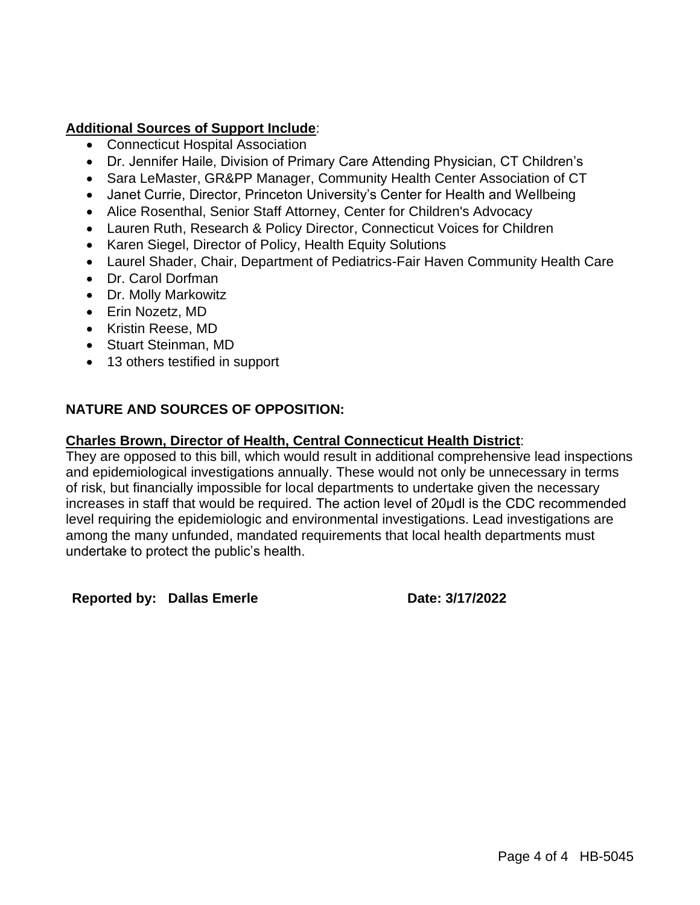**Additional Sources of Support Include**:

- Connecticut Hospital Association
- Dr. Jennifer Haile, Division of Primary Care Attending Physician, CT Children's
- Sara LeMaster, GR&PP Manager, Community Health Center Association of CT
- Janet Currie, Director, Princeton University's Center for Health and Wellbeing
- Alice Rosenthal, Senior Staff Attorney, Center for Children's Advocacy
- Lauren Ruth, Research & Policy Director, Connecticut Voices for Children
- Karen Siegel, Director of Policy, Health Equity Solutions
- Laurel Shader, Chair, Department of Pediatrics-Fair Haven Community Health Care
- Dr. Carol Dorfman
- Dr. Molly Markowitz
- Erin Nozetz, MD
- Kristin Reese, MD
- Stuart Steinman, MD
- 13 others testified in support

**NATURE AND SOURCES OF OPPOSITION:**

**Charles Brown, Director of Health, Central Connecticut Health District**:
They are opposed to this bill, which would result in additional comprehensive lead inspections and epidemiological investigations annually. These would not only be unnecessary in terms of risk, but financially impossible for local departments to undertake given the necessary increases in staff that would be required. The action level of 20µdl is the CDC recommended level requiring the epidemiologic and environmental investigations. Lead investigations are among the many unfunded, mandated requirements that local health departments must undertake to protect the public's health.

**Reported by: Dallas Emerle** **Date: 3/17/2022**